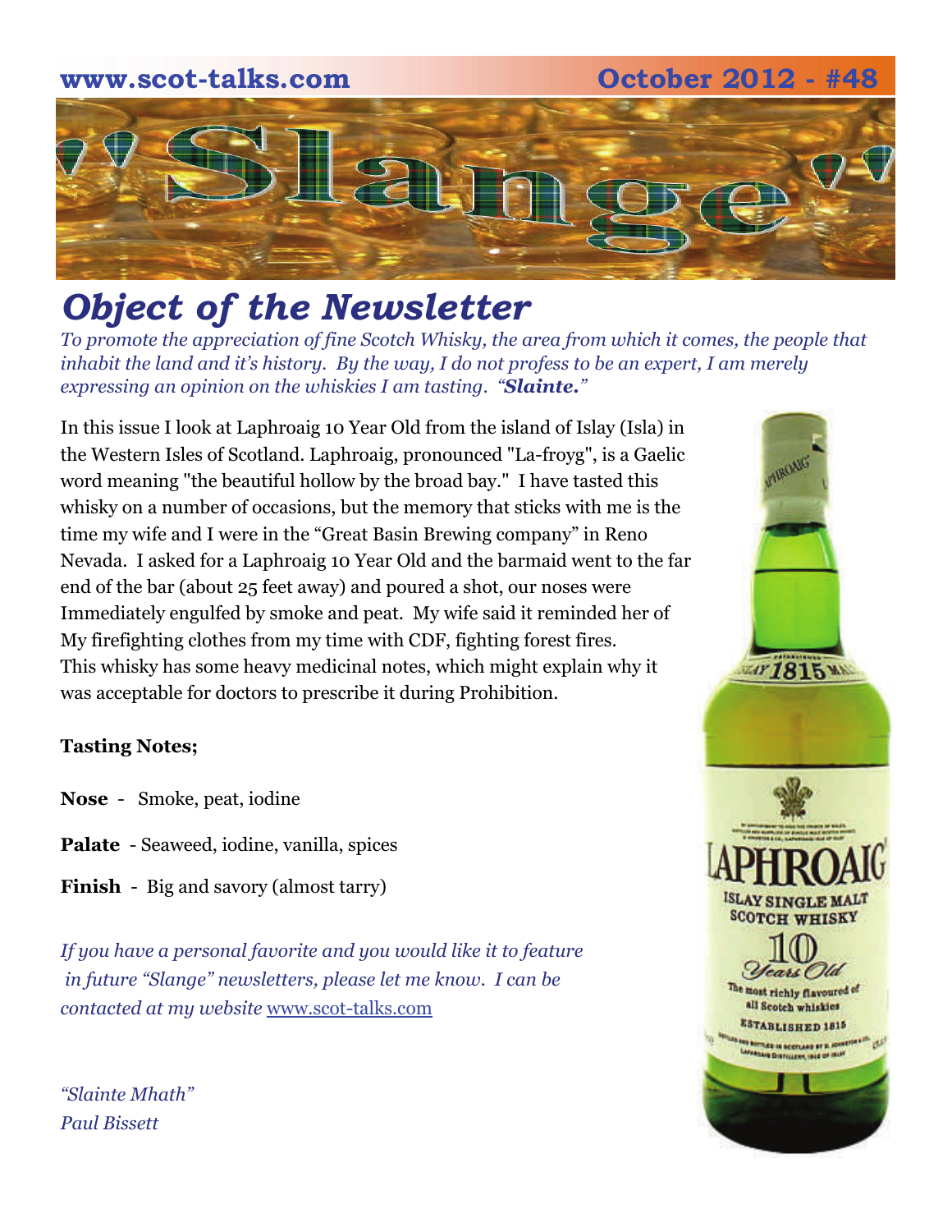www.scot-talks.com October 2012 - #48

# "Slange"

## *Object of the Newsletter*

*To promote the appreciation of fine Scotch Whisky, the area from which it comes, the people that inhabit the land and it's history. By the way, I do not profess to be an expert, I am merely expressing an opinion on the whiskies I am tasting. "**Slainte.**"*

In this issue I look at Laphroaig 10 Year Old from the island of Islay (Isla) in the Western Isles of Scotland. Laphroaig, pronounced "La-froyg", is a Gaelic word meaning "the beautiful hollow by the broad bay." I have tasted this whisky on a number of occasions, but the memory that sticks with me is the time my wife and I were in the "Great Basin Brewing company" in Reno Nevada. I asked for a Laphroaig 10 Year Old and the barmaid went to the far end of the bar (about 25 feet away) and poured a shot, our noses were Immediately engulfed by smoke and peat. My wife said it reminded her of My firefighting clothes from my time with CDF, fighting forest fires. This whisky has some heavy medicinal notes, which might explain why it was acceptable for doctors to prescribe it during Prohibition.

**Tasting Notes;**

**Nose** - Smoke, peat, iodine

**Palate** - Seaweed, iodine, vanilla, spices

**Finish** - Big and savory (almost tarry)

*If you have a personal favorite and you would like it to feature in future "Slange" newsletters, please let me know. I can be contacted at my website* www.scot-talks.com

*"Slainte Mhath"*
*Paul Bissett*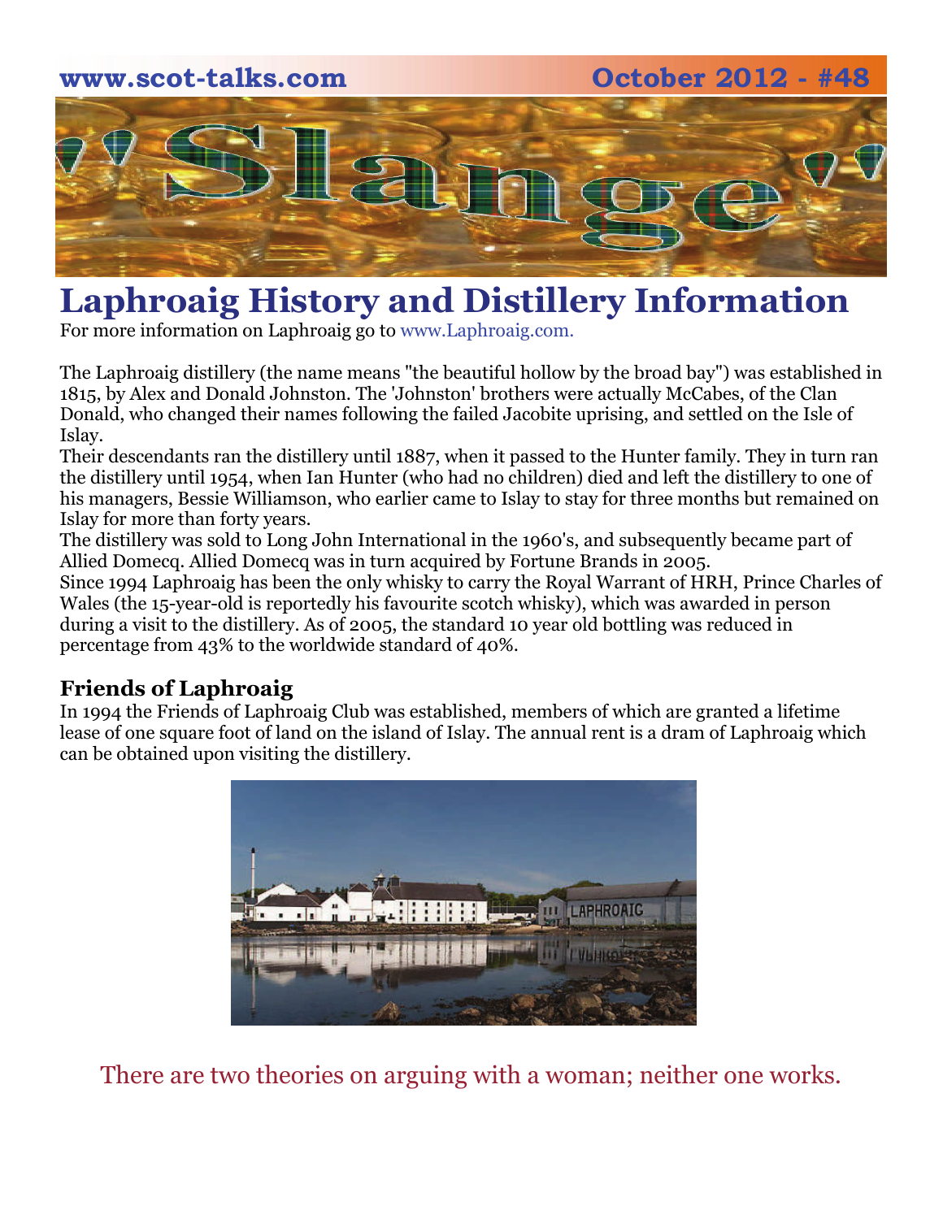# Laphroaig History and Distillery Information

For more information on Laphroaig go to www.Laphroaig.com.

The Laphroaig distillery (the name means "the beautiful hollow by the broad bay") was established in 1815, by Alex and Donald Johnston. The 'Johnston' brothers were actually McCabes, of the Clan Donald, who changed their names following the failed Jacobite uprising, and settled on the Isle of Islay.

Their descendants ran the distillery until 1887, when it passed to the Hunter family. They in turn ran the distillery until 1954, when Ian Hunter (who had no children) died and left the distillery to one of his managers, Bessie Williamson, who earlier came to Islay to stay for three months but remained on Islay for more than forty years.

The distillery was sold to Long John International in the 1960's, and subsequently became part of Allied Domecq. Allied Domecq was in turn acquired by Fortune Brands in 2005.

Since 1994 Laphroaig has been the only whisky to carry the Royal Warrant of HRH, Prince Charles of Wales (the 15-year-old is reportedly his favourite scotch whisky), which was awarded in person during a visit to the distillery. As of 2005, the standard 10 year old bottling was reduced in percentage from 43% to the worldwide standard of 40%.

### Friends of Laphroaig

In 1994 the Friends of Laphroaig Club was established, members of which are granted a lifetime lease of one square foot of land on the island of Islay. The annual rent is a dram of Laphroaig which can be obtained upon visiting the distillery.

There are two theories on arguing with a woman; neither one works.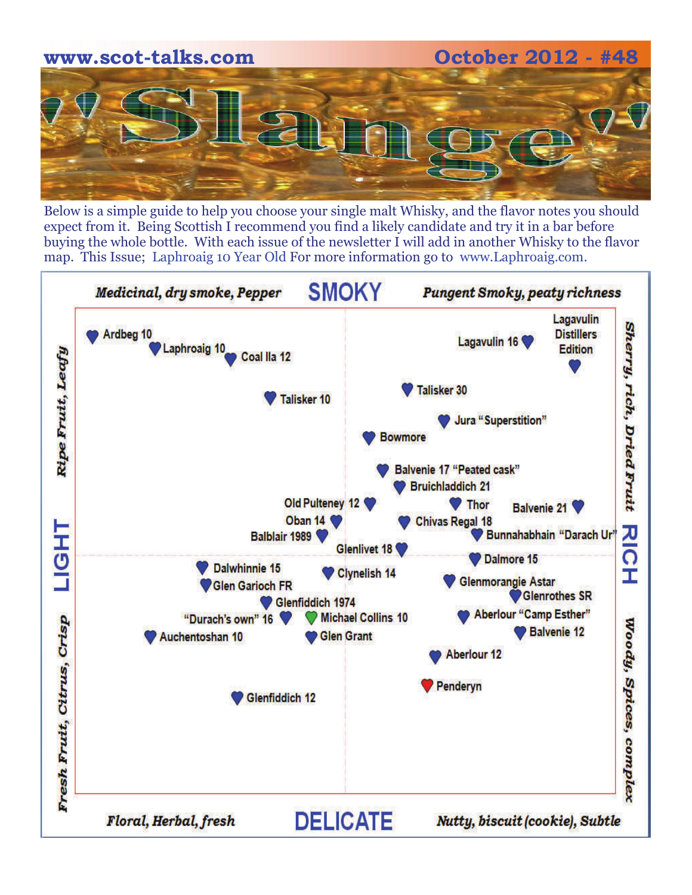# Slange

www.scot-talks.com — October 2012 - #48

Below is a simple guide to help you choose your single malt Whisky, and the flavor notes you should expect from it. Being Scottish I recommend you find a likely candidate and try it in a bar before buying the whole bottle. With each issue of the newsletter I will add in another Whisky to the flavor map. This Issue; Laphroaig 10 Year Old For more information go to www.Laphroaig.com.

**SMOKY**

*Medicinal, dry smoke, Pepper* — *Pungent Smoky, peaty richness*

**LIGHT** — *Ripe Fruit, Leafy* / *Fresh Fruit, Citrus, Crisp*

**RICH** — *Sherry, rich, Dried Fruit* / *Woody, Spices, complex*

**DELICATE**

*Floral, Herbal, fresh* — *Nutty, biscuit (cookie), Subtle*

Ardbeg 10
Laphroaig 10
Coal Ila 12
Talisker 10
Lagavulin 16
Lagavulin Distillers Edition
Talisker 30
Jura "Superstition"
Bowmore
Balvenie 17 "Peated cask"
Bruichladdich 21
Old Pulteney 12
Oban 14
Balblair 1989
Thor
Balvenie 21
Chivas Regal 18
Bunnahabhain "Darach Ur"
Glenlivet 18
Dalmore 15
Dalwhinnie 15
Glen Garioch FR
Clynelish 14
Glenmorangie Astar
Glenrothes SR
Glenfiddich 1974
"Durach's own" 16
Michael Collins 10
Aberlour "Camp Esther"
Balvenie 12
Auchentoshan 10
Glen Grant
Aberlour 12
Penderyn
Glenfiddich 12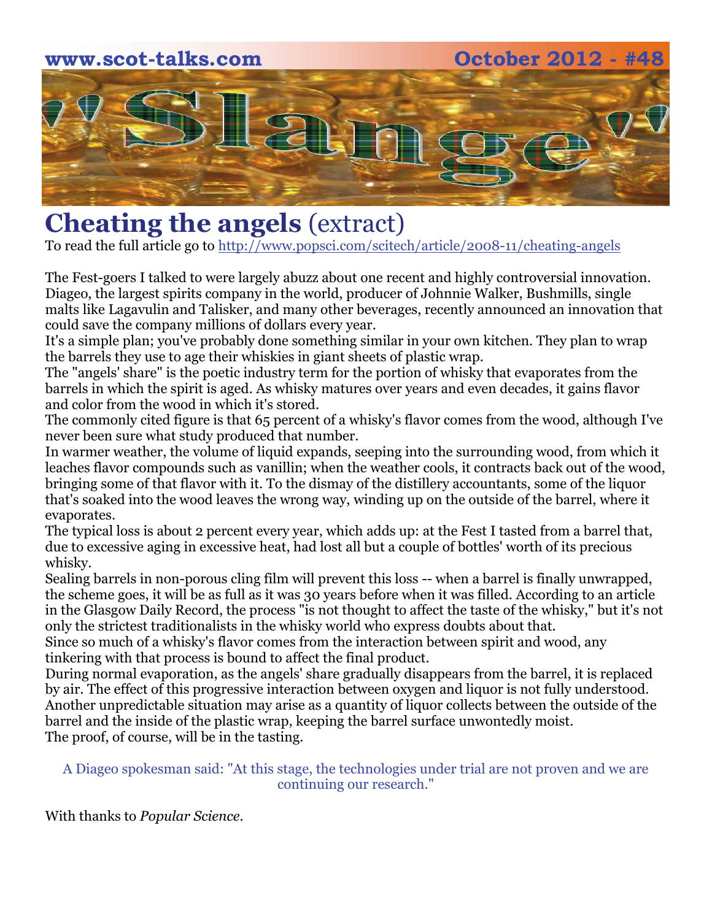# Cheating the angels (extract)

To read the full article go to http://www.popsci.com/scitech/article/2008-11/cheating-angels

The Fest-goers I talked to were largely abuzz about one recent and highly controversial innovation. Diageo, the largest spirits company in the world, producer of Johnnie Walker, Bushmills, single malts like Lagavulin and Talisker, and many other beverages, recently announced an innovation that could save the company millions of dollars every year.

It's a simple plan; you've probably done something similar in your own kitchen. They plan to wrap the barrels they use to age their whiskies in giant sheets of plastic wrap.

The "angels' share" is the poetic industry term for the portion of whisky that evaporates from the barrels in which the spirit is aged. As whisky matures over years and even decades, it gains flavor and color from the wood in which it's stored.

The commonly cited figure is that 65 percent of a whisky's flavor comes from the wood, although I've never been sure what study produced that number.

In warmer weather, the volume of liquid expands, seeping into the surrounding wood, from which it leaches flavor compounds such as vanillin; when the weather cools, it contracts back out of the wood, bringing some of that flavor with it. To the dismay of the distillery accountants, some of the liquor that's soaked into the wood leaves the wrong way, winding up on the outside of the barrel, where it evaporates.

The typical loss is about 2 percent every year, which adds up: at the Fest I tasted from a barrel that, due to excessive aging in excessive heat, had lost all but a couple of bottles' worth of its precious whisky.

Sealing barrels in non-porous cling film will prevent this loss -- when a barrel is finally unwrapped, the scheme goes, it will be as full as it was 30 years before when it was filled. According to an article in the Glasgow Daily Record, the process "is not thought to affect the taste of the whisky," but it's not only the strictest traditionalists in the whisky world who express doubts about that.

Since so much of a whisky's flavor comes from the interaction between spirit and wood, any tinkering with that process is bound to affect the final product.

During normal evaporation, as the angels' share gradually disappears from the barrel, it is replaced by air. The effect of this progressive interaction between oxygen and liquor is not fully understood. Another unpredictable situation may arise as a quantity of liquor collects between the outside of the barrel and the inside of the plastic wrap, keeping the barrel surface unwontedly moist.

The proof, of course, will be in the tasting.

A Diageo spokesman said: "At this stage, the technologies under trial are not proven and we are continuing our research."

With thanks to *Popular Science*.